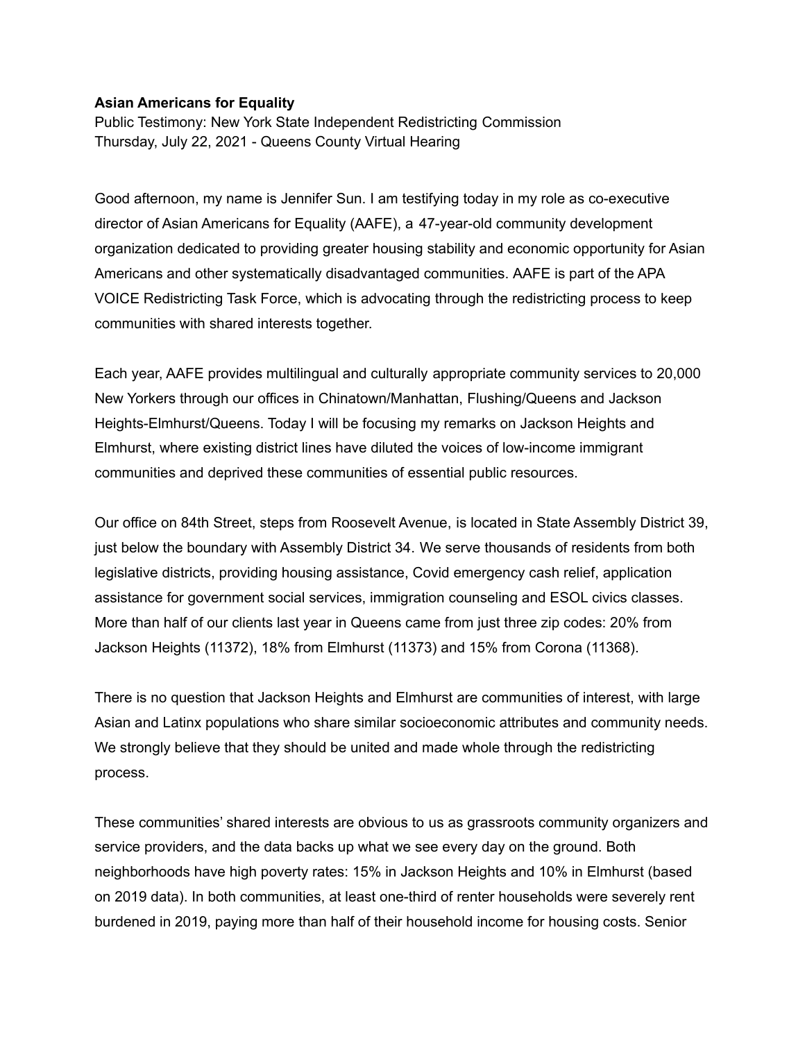**Asian Americans for Equality**
Public Testimony: New York State Independent Redistricting Commission
Thursday, July 22, 2021 - Queens County Virtual Hearing

Good afternoon, my name is Jennifer Sun. I am testifying today in my role as co-executive director of Asian Americans for Equality (AAFE), a 47-year-old community development organization dedicated to providing greater housing stability and economic opportunity for Asian Americans and other systematically disadvantaged communities. AAFE is part of the APA VOICE Redistricting Task Force, which is advocating through the redistricting process to keep communities with shared interests together.

Each year, AAFE provides multilingual and culturally appropriate community services to 20,000 New Yorkers through our offices in Chinatown/Manhattan, Flushing/Queens and Jackson Heights-Elmhurst/Queens. Today I will be focusing my remarks on Jackson Heights and Elmhurst, where existing district lines have diluted the voices of low-income immigrant communities and deprived these communities of essential public resources.

Our office on 84th Street, steps from Roosevelt Avenue, is located in State Assembly District 39, just below the boundary with Assembly District 34. We serve thousands of residents from both legislative districts, providing housing assistance, Covid emergency cash relief, application assistance for government social services, immigration counseling and ESOL civics classes. More than half of our clients last year in Queens came from just three zip codes: 20% from Jackson Heights (11372), 18% from Elmhurst (11373) and 15% from Corona (11368).

There is no question that Jackson Heights and Elmhurst are communities of interest, with large Asian and Latinx populations who share similar socioeconomic attributes and community needs. We strongly believe that they should be united and made whole through the redistricting process.

These communities' shared interests are obvious to us as grassroots community organizers and service providers, and the data backs up what we see every day on the ground. Both neighborhoods have high poverty rates: 15% in Jackson Heights and 10% in Elmhurst (based on 2019 data). In both communities, at least one-third of renter households were severely rent burdened in 2019, paying more than half of their household income for housing costs. Senior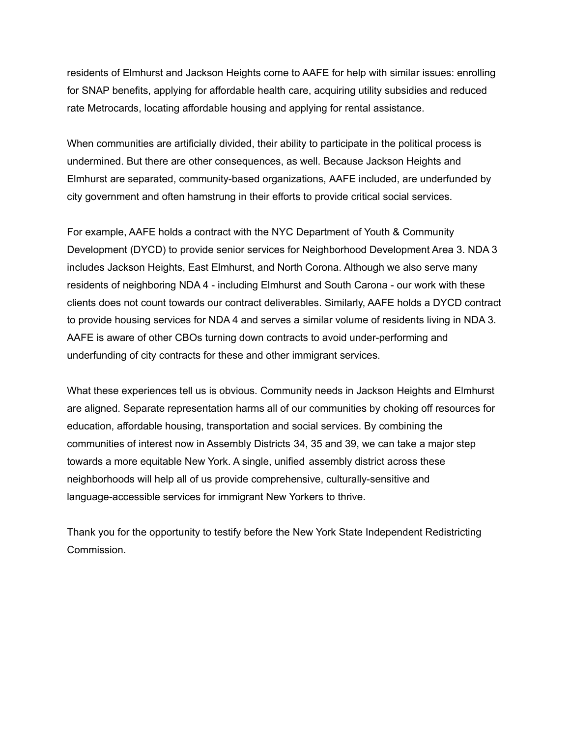residents of Elmhurst and Jackson Heights come to AAFE for help with similar issues: enrolling for SNAP benefits, applying for affordable health care, acquiring utility subsidies and reduced rate Metrocards, locating affordable housing and applying for rental assistance.

When communities are artificially divided, their ability to participate in the political process is undermined. But there are other consequences, as well. Because Jackson Heights and Elmhurst are separated, community-based organizations, AAFE included, are underfunded by city government and often hamstrung in their efforts to provide critical social services.

For example, AAFE holds a contract with the NYC Department of Youth & Community Development (DYCD) to provide senior services for Neighborhood Development Area 3. NDA 3 includes Jackson Heights, East Elmhurst, and North Corona. Although we also serve many residents of neighboring NDA 4 - including Elmhurst and South Carona - our work with these clients does not count towards our contract deliverables. Similarly, AAFE holds a DYCD contract to provide housing services for NDA 4 and serves a similar volume of residents living in NDA 3. AAFE is aware of other CBOs turning down contracts to avoid under-performing and underfunding of city contracts for these and other immigrant services.

What these experiences tell us is obvious. Community needs in Jackson Heights and Elmhurst are aligned. Separate representation harms all of our communities by choking off resources for education, affordable housing, transportation and social services. By combining the communities of interest now in Assembly Districts 34, 35 and 39, we can take a major step towards a more equitable New York. A single, unified assembly district across these neighborhoods will help all of us provide comprehensive, culturally-sensitive and language-accessible services for immigrant New Yorkers to thrive.

Thank you for the opportunity to testify before the New York State Independent Redistricting Commission.